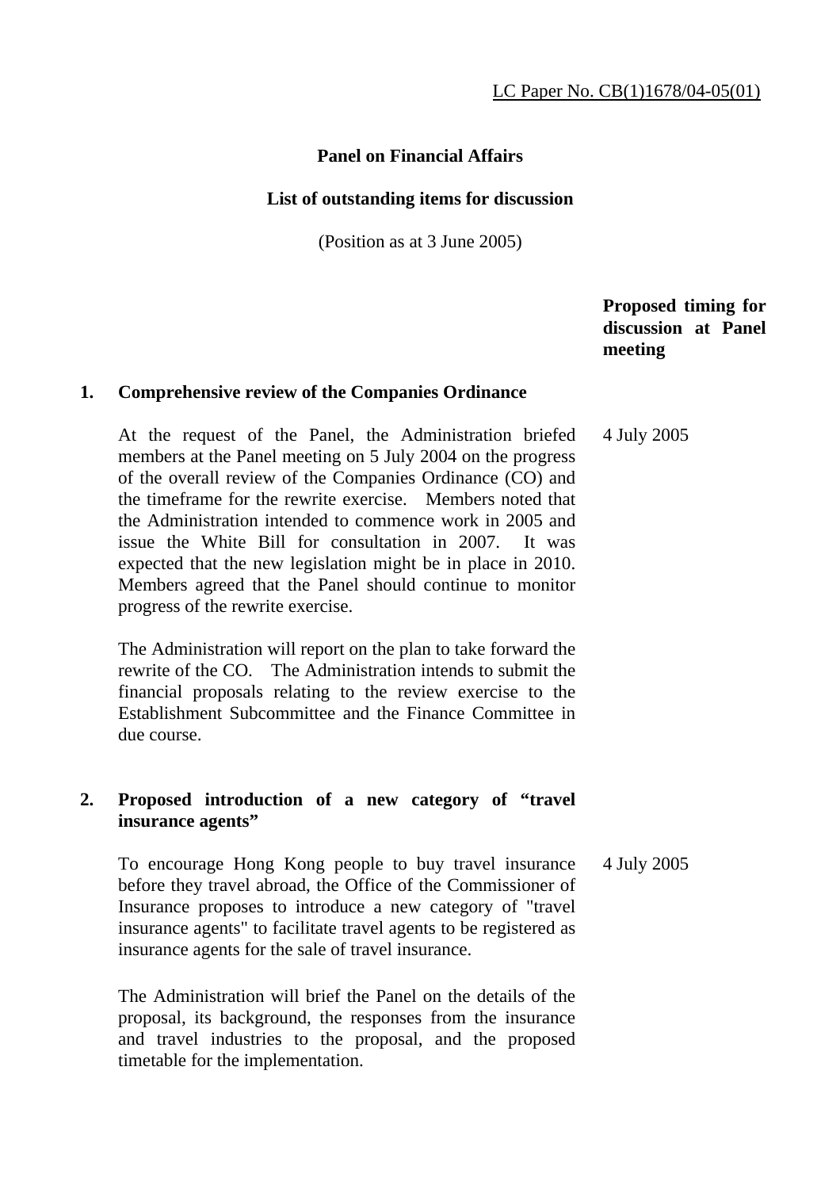LC Paper No. CB(1)1678/04-05(01)

**Panel on Financial Affairs**

**List of outstanding items for discussion**

(Position as at 3 June 2005)

| | | **Proposed timing for discussion at Panel meeting** |
|---|---|---|
| **1.** | **Comprehensive review of the Companies Ordinance** | |
| | At the request of the Panel, the Administration briefed members at the Panel meeting on 5 July 2004 on the progress of the overall review of the Companies Ordinance (CO) and the timeframe for the rewrite exercise. Members noted that the Administration intended to commence work in 2005 and issue the White Bill for consultation in 2007. It was expected that the new legislation might be in place in 2010. Members agreed that the Panel should continue to monitor progress of the rewrite exercise. | 4 July 2005 |
| | The Administration will report on the plan to take forward the rewrite of the CO. The Administration intends to submit the financial proposals relating to the review exercise to the Establishment Subcommittee and the Finance Committee in due course. | |
| **2.** | **Proposed introduction of a new category of "travel insurance agents"** | |
| | To encourage Hong Kong people to buy travel insurance before they travel abroad, the Office of the Commissioner of Insurance proposes to introduce a new category of "travel insurance agents" to facilitate travel agents to be registered as insurance agents for the sale of travel insurance. | 4 July 2005 |
| | The Administration will brief the Panel on the details of the proposal, its background, the responses from the insurance and travel industries to the proposal, and the proposed timetable for the implementation. | |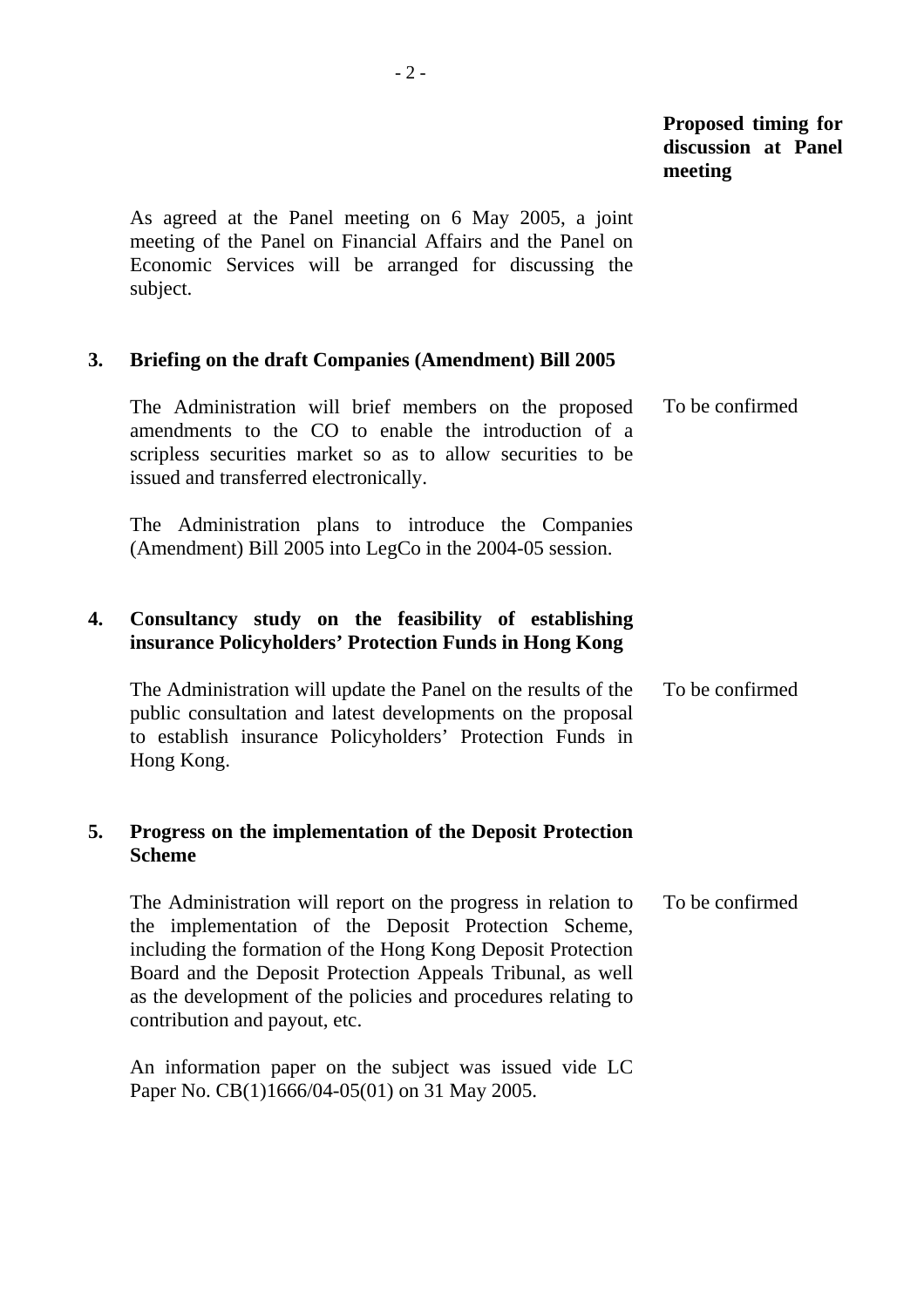| | | Proposed timing for discussion at Panel meeting |
|---|---|---|
| | As agreed at the Panel meeting on 6 May 2005, a joint meeting of the Panel on Financial Affairs and the Panel on Economic Services will be arranged for discussing the subject. | |
| **3.** | **Briefing on the draft Companies (Amendment) Bill 2005** | |
| | The Administration will brief members on the proposed amendments to the CO to enable the introduction of a scripless securities market so as to allow securities to be issued and transferred electronically. | To be confirmed |
| | The Administration plans to introduce the Companies (Amendment) Bill 2005 into LegCo in the 2004-05 session. | |
| **4.** | **Consultancy study on the feasibility of establishing insurance Policyholders' Protection Funds in Hong Kong** | |
| | The Administration will update the Panel on the results of the public consultation and latest developments on the proposal to establish insurance Policyholders' Protection Funds in Hong Kong. | To be confirmed |
| **5.** | **Progress on the implementation of the Deposit Protection Scheme** | |
| | The Administration will report on the progress in relation to the implementation of the Deposit Protection Scheme, including the formation of the Hong Kong Deposit Protection Board and the Deposit Protection Appeals Tribunal, as well as the development of the policies and procedures relating to contribution and payout, etc. | To be confirmed |
| | An information paper on the subject was issued vide LC Paper No. CB(1)1666/04-05(01) on 31 May 2005. | |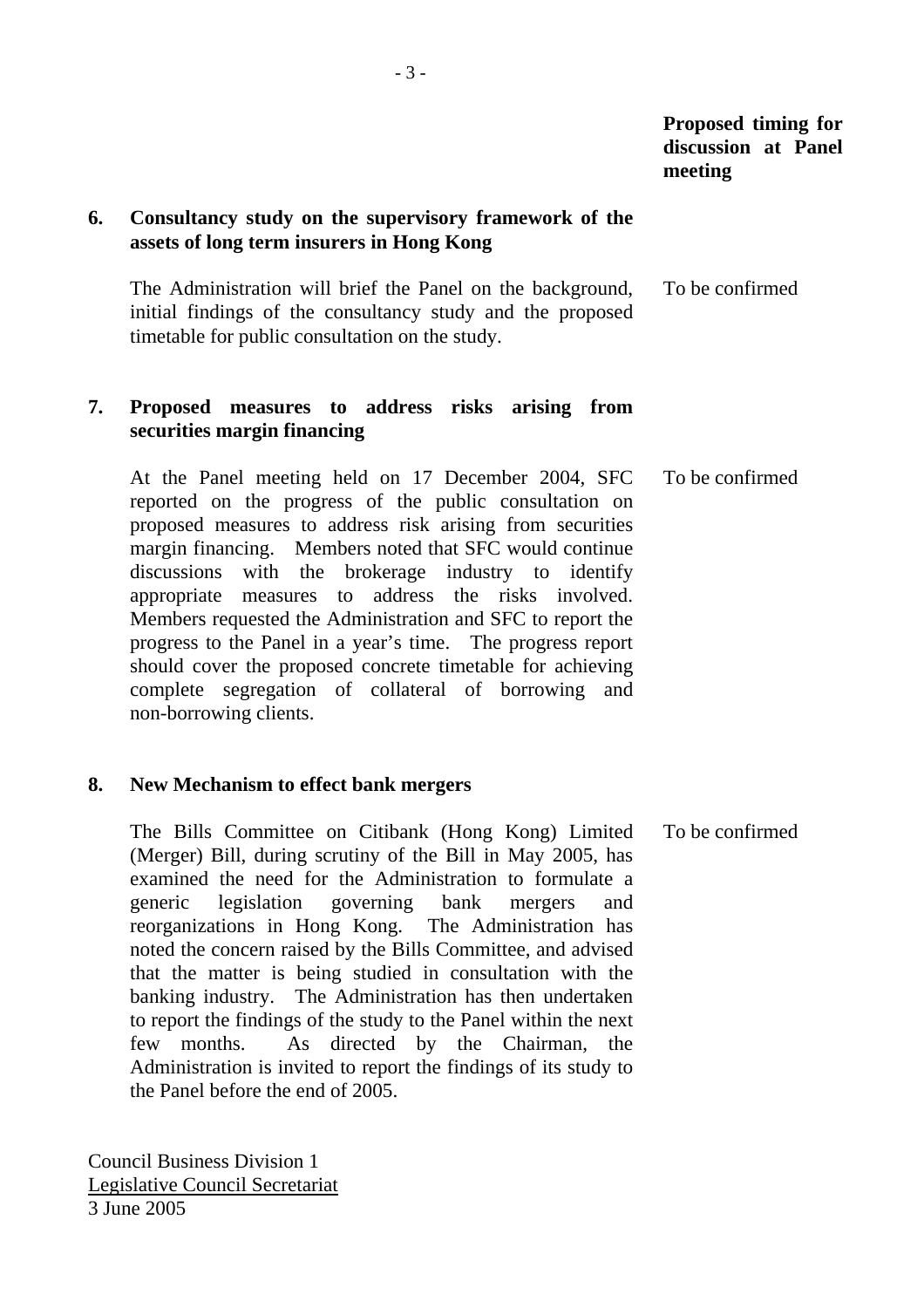**Proposed timing for discussion at Panel meeting**

**6. Consultancy study on the supervisory framework of the assets of long term insurers in Hong Kong**

The Administration will brief the Panel on the background, initial findings of the consultancy study and the proposed timetable for public consultation on the study.

To be confirmed

**7. Proposed measures to address risks arising from securities margin financing**

At the Panel meeting held on 17 December 2004, SFC reported on the progress of the public consultation on proposed measures to address risk arising from securities margin financing. Members noted that SFC would continue discussions with the brokerage industry to identify appropriate measures to address the risks involved. Members requested the Administration and SFC to report the progress to the Panel in a year's time. The progress report should cover the proposed concrete timetable for achieving complete segregation of collateral of borrowing and non-borrowing clients.

To be confirmed

**8. New Mechanism to effect bank mergers**

The Bills Committee on Citibank (Hong Kong) Limited (Merger) Bill, during scrutiny of the Bill in May 2005, has examined the need for the Administration to formulate a generic legislation governing bank mergers and reorganizations in Hong Kong. The Administration has noted the concern raised by the Bills Committee, and advised that the matter is being studied in consultation with the banking industry. The Administration has then undertaken to report the findings of the study to the Panel within the next few months. As directed by the Chairman, the Administration is invited to report the findings of its study to the Panel before the end of 2005.

To be confirmed

Council Business Division 1
Legislative Council Secretariat
3 June 2005